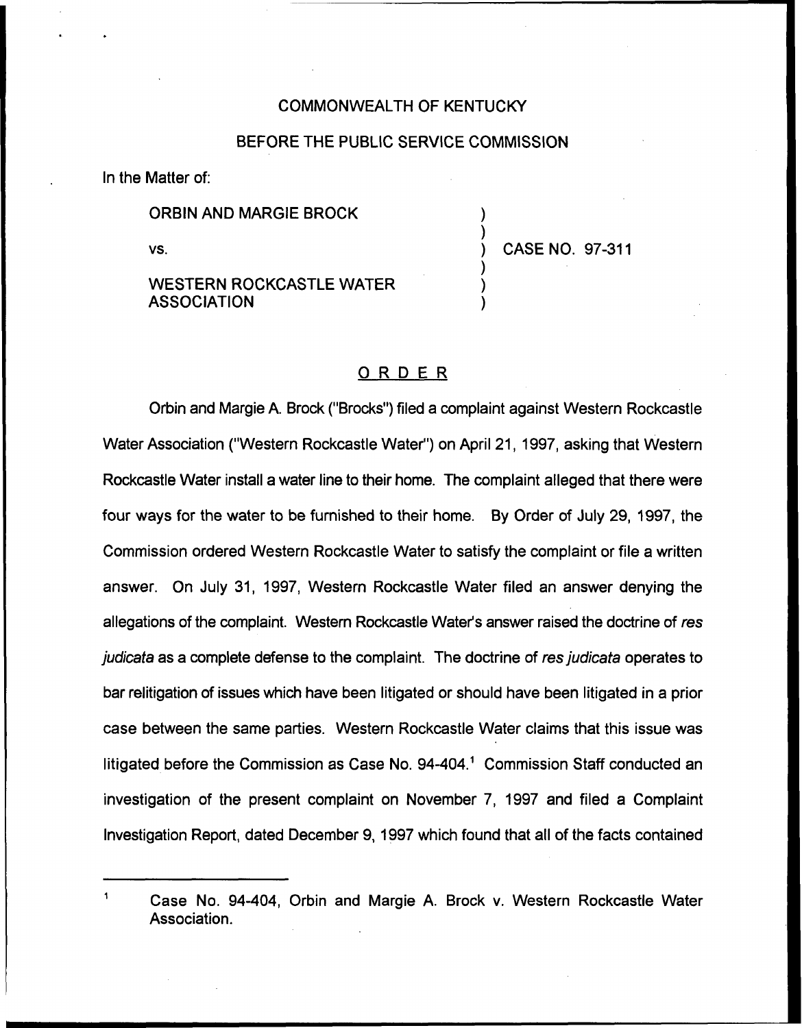COMMONWEALTH OF KENTUCKY

BEFORE THE PUBLIC SERVICE COMMISSION

In the Matter of:

ORBIN AND MARGIE BROCK

vs.

WESTERN ROCKCASTLE WATER ASSOCIATION

) CASE NO. 97-311

## ORDER

Orbin and Margie A. Brock ("Brocks") filed a complaint against Western Rockcastle Water Association ("Western Rockcastle Water") on April 21, 1997, asking that Western Rockcastle Water install a water line to their home. The complaint alleged that there were four ways for the water to be furnished to their home. By Order of July 29, 1997, the Commission ordered Western Rockcastle Water to satisfy the complaint or file a written answer. On July 31, 1997, Western Rockcastle Water filed an answer denying the allegations of the complaint. Western Rockcastle Water's answer raised the doctrine of *res judicata* as a complete defense to the complaint. The doctrine of *res judicata* operates to bar relitigation of issues which have been litigated or should have been litigated in a prior case between the same parties. Western Rockcastle Water claims that this issue was litigated before the Commission as Case No. 94-404.[1] Commission Staff conducted an investigation of the present complaint on November 7, 1997 and filed a Complaint Investigation Report, dated December 9, 1997 which found that all of the facts contained

---

[1] Case No. 94-404, Orbin and Margie A. Brock v. Western Rockcastle Water Association.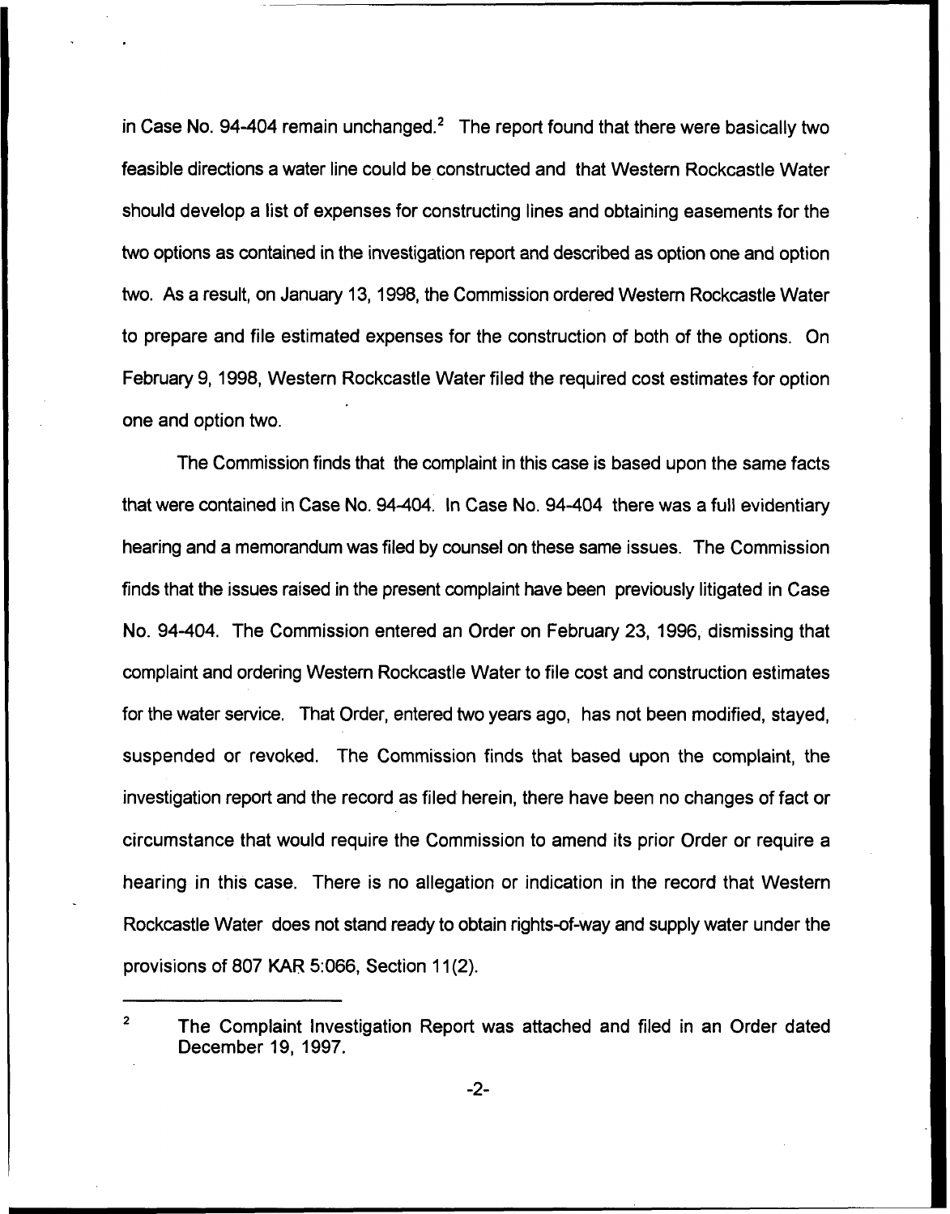in Case No. 94-404 remain unchanged.[2] The report found that there were basically two feasible directions a water line could be constructed and that Western Rockcastle Water should develop a list of expenses for constructing lines and obtaining easements for the two options as contained in the investigation report and described as option one and option two. As a result, on January 13, 1998, the Commission ordered Western Rockcastle Water to prepare and file estimated expenses for the construction of both of the options. On February 9, 1998, Western Rockcastle Water filed the required cost estimates for option one and option two.

The Commission finds that the complaint in this case is based upon the same facts that were contained in Case No. 94-404. In Case No. 94-404 there was a full evidentiary hearing and a memorandum was filed by counsel on these same issues. The Commission finds that the issues raised in the present complaint have been previously litigated in Case No. 94-404. The Commission entered an Order on February 23, 1996, dismissing that complaint and ordering Western Rockcastle Water to file cost and construction estimates for the water service. That Order, entered two years ago, has not been modified, stayed, suspended or revoked. The Commission finds that based upon the complaint, the investigation report and the record as filed herein, there have been no changes of fact or circumstance that would require the Commission to amend its prior Order or require a hearing in this case. There is no allegation or indication in the record that Western Rockcastle Water does not stand ready to obtain rights-of-way and supply water under the provisions of 807 KAR 5:066, Section 11(2).

[2] The Complaint Investigation Report was attached and filed in an Order dated December 19, 1997.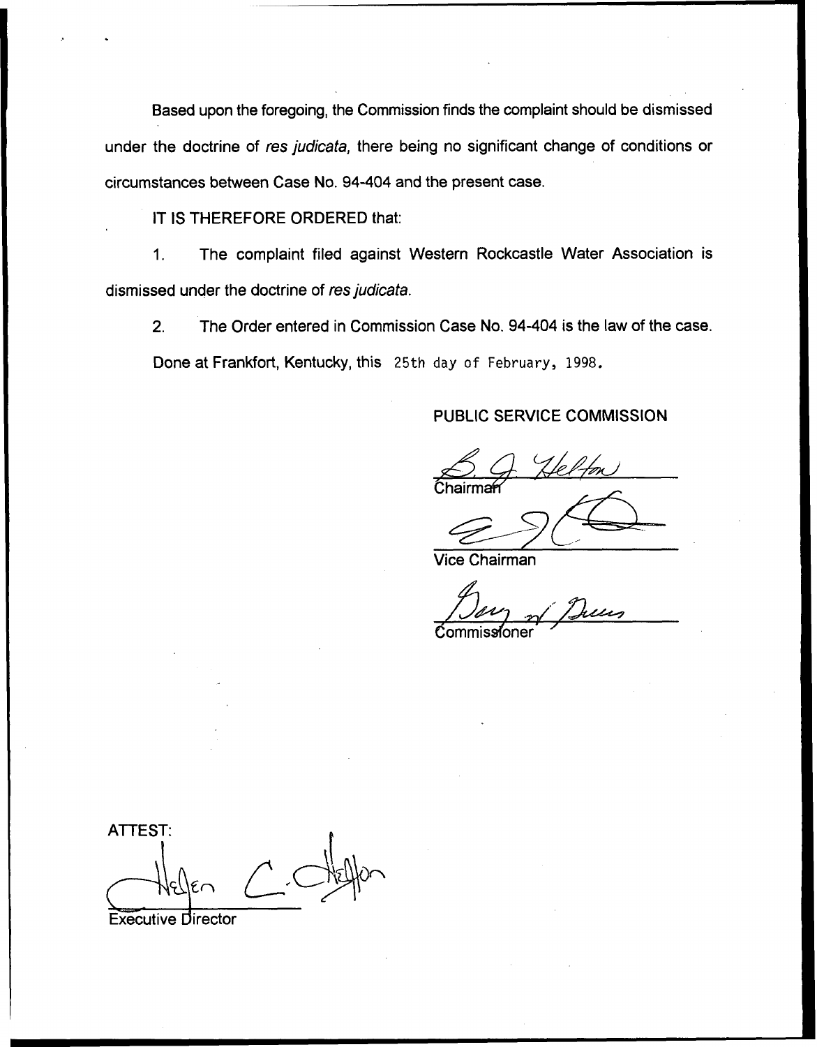Based upon the foregoing, the Commission finds the complaint should be dismissed under the doctrine of *res judicata*, there being no significant change of conditions or circumstances between Case No. 94-404 and the present case.

IT IS THEREFORE ORDERED that:

1. The complaint filed against Western Rockcastle Water Association is dismissed under the doctrine of *res judicata*.

2. The Order entered in Commission Case No. 94-404 is the law of the case.

Done at Frankfort, Kentucky, this 25th day of February, 1998.

PUBLIC SERVICE COMMISSION

Chairman

Vice Chairman

Commissioner

ATTEST:

Executive Director